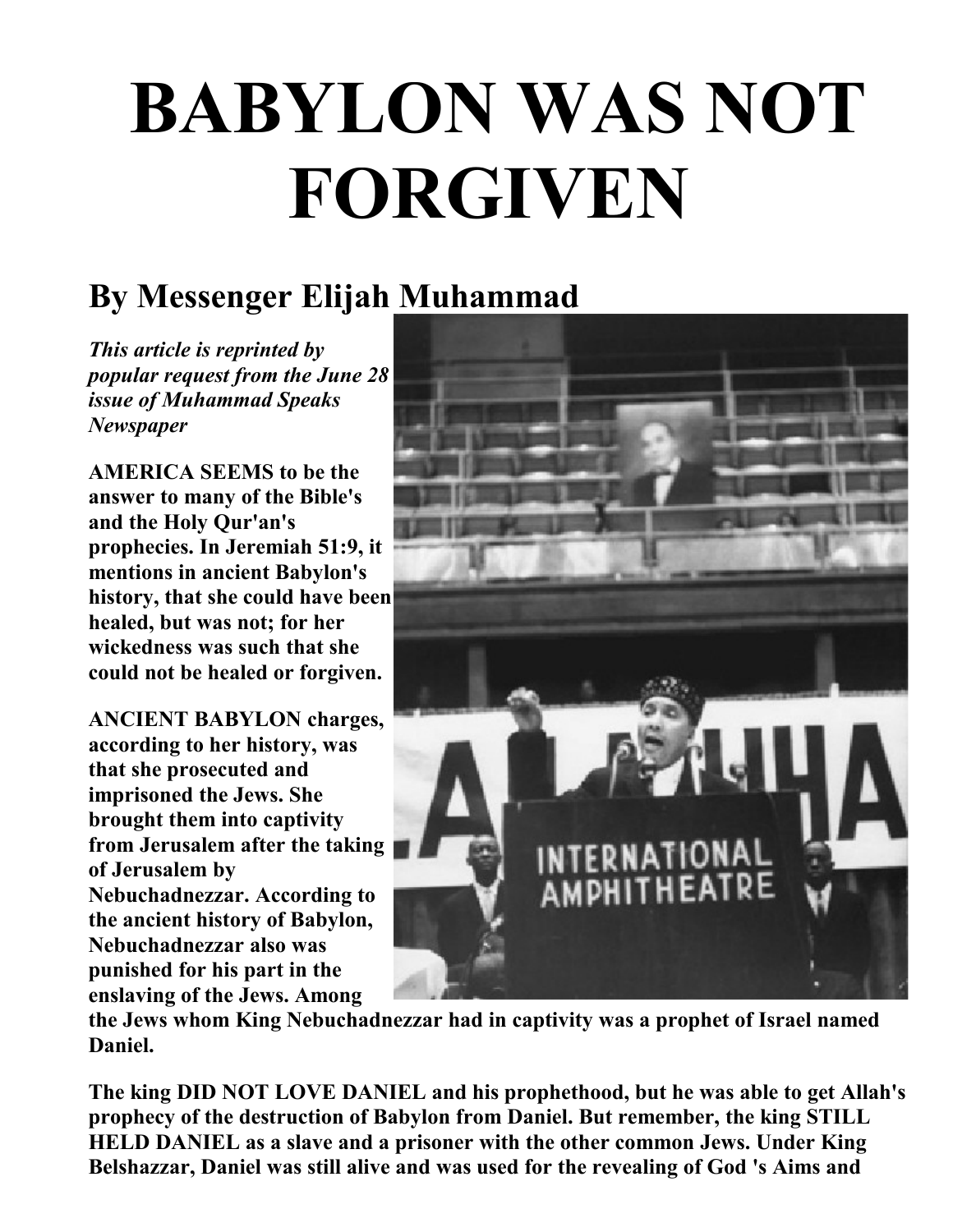# BABYLON WAS NOT FORGIVEN

## By Messenger Elijah Muhammad

***This article is reprinted by popular request from the June 28 issue of Muhammad Speaks Newspaper***

**AMERICA SEEMS to be the answer to many of the Bible's and the Holy Qur'an's prophecies. In Jeremiah 51:9, it mentions in ancient Babylon's history, that she could have been healed, but was not; for her wickedness was such that she could not be healed or forgiven.**

**ANCIENT BABYLON charges, according to her history, was that she prosecuted and imprisoned the Jews. She brought them into captivity from Jerusalem after the taking of Jerusalem by Nebuchadnezzar. According to the ancient history of Babylon, Nebuchadnezzar also was punished for his part in the enslaving of the Jews. Among the Jews whom King Nebuchadnezzar had in captivity was a prophet of Israel named Daniel.**

**The king DID NOT LOVE DANIEL and his prophethood, but he was able to get Allah's prophecy of the destruction of Babylon from Daniel. But remember, the king STILL HELD DANIEL as a slave and a prisoner with the other common Jews. Under King Belshazzar, Daniel was still alive and was used for the revealing of God 's Aims and**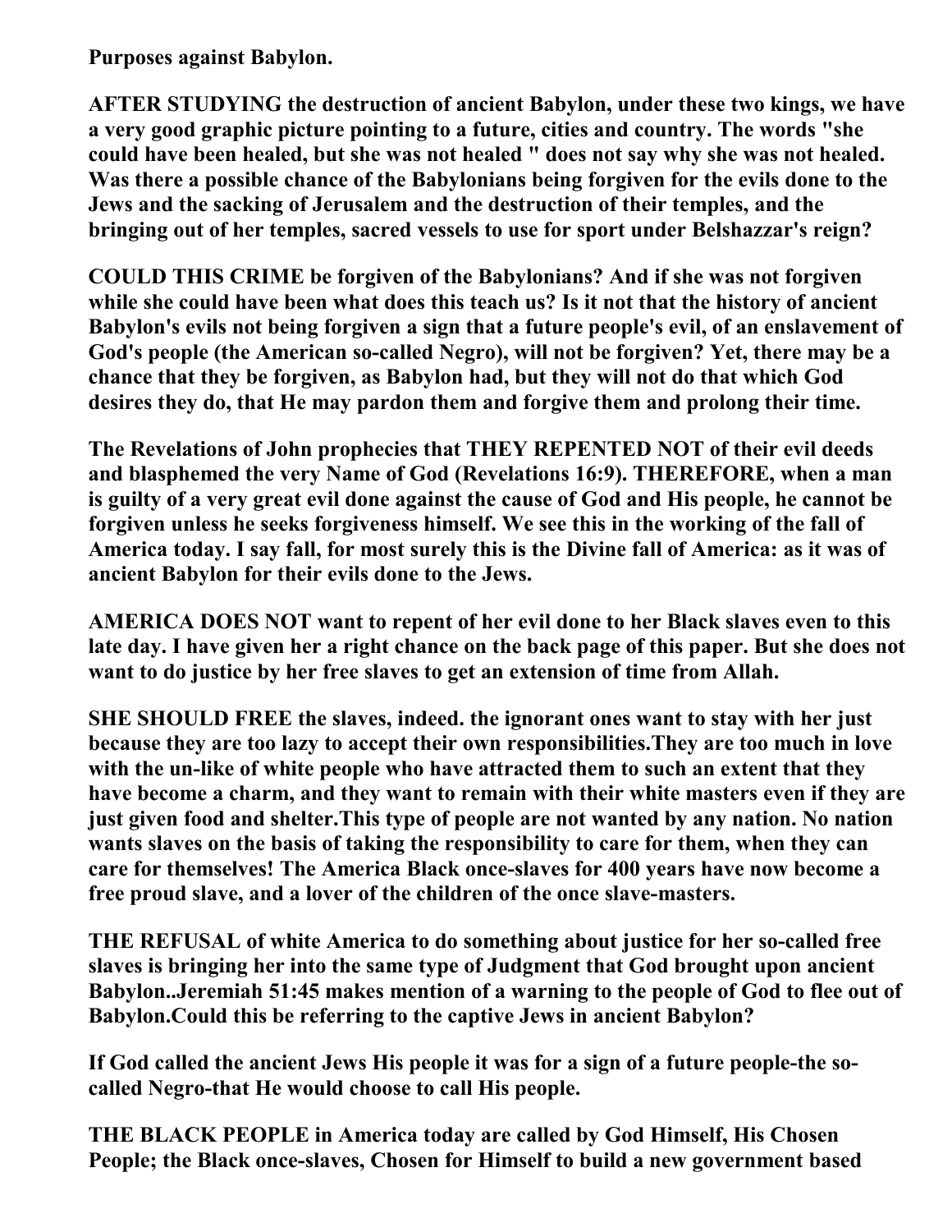**Purposes against Babylon.**

**AFTER STUDYING the destruction of ancient Babylon, under these two kings, we have a very good graphic picture pointing to a future, cities and country. The words "she could have been healed, but she was not healed " does not say why she was not healed. Was there a possible chance of the Babylonians being forgiven for the evils done to the Jews and the sacking of Jerusalem and the destruction of their temples, and the bringing out of her temples, sacred vessels to use for sport under Belshazzar's reign?**

**COULD THIS CRIME be forgiven of the Babylonians? And if she was not forgiven while she could have been what does this teach us? Is it not that the history of ancient Babylon's evils not being forgiven a sign that a future people's evil, of an enslavement of God's people (the American so-called Negro), will not be forgiven? Yet, there may be a chance that they be forgiven, as Babylon had, but they will not do that which God desires they do, that He may pardon them and forgive them and prolong their time.**

**The Revelations of John prophecies that THEY REPENTED NOT of their evil deeds and blasphemed the very Name of God (Revelations 16:9). THEREFORE, when a man is guilty of a very great evil done against the cause of God and His people, he cannot be forgiven unless he seeks forgiveness himself. We see this in the working of the fall of America today. I say fall, for most surely this is the Divine fall of America: as it was of ancient Babylon for their evils done to the Jews.**

**AMERICA DOES NOT want to repent of her evil done to her Black slaves even to this late day. I have given her a right chance on the back page of this paper. But she does not want to do justice by her free slaves to get an extension of time from Allah.**

**SHE SHOULD FREE the slaves, indeed. the ignorant ones want to stay with her just because they are too lazy to accept their own responsibilities.They are too much in love with the un-like of white people who have attracted them to such an extent that they have become a charm, and they want to remain with their white masters even if they are just given food and shelter.This type of people are not wanted by any nation. No nation wants slaves on the basis of taking the responsibility to care for them, when they can care for themselves! The America Black once-slaves for 400 years have now become a free proud slave, and a lover of the children of the once slave-masters.**

**THE REFUSAL of white America to do something about justice for her so-called free slaves is bringing her into the same type of Judgment that God brought upon ancient Babylon..Jeremiah 51:45 makes mention of a warning to the people of God to flee out of Babylon.Could this be referring to the captive Jews in ancient Babylon?**

**If God called the ancient Jews His people it was for a sign of a future people-the so-called Negro-that He would choose to call His people.**

**THE BLACK PEOPLE in America today are called by God Himself, His Chosen People; the Black once-slaves, Chosen for Himself to build a new government based**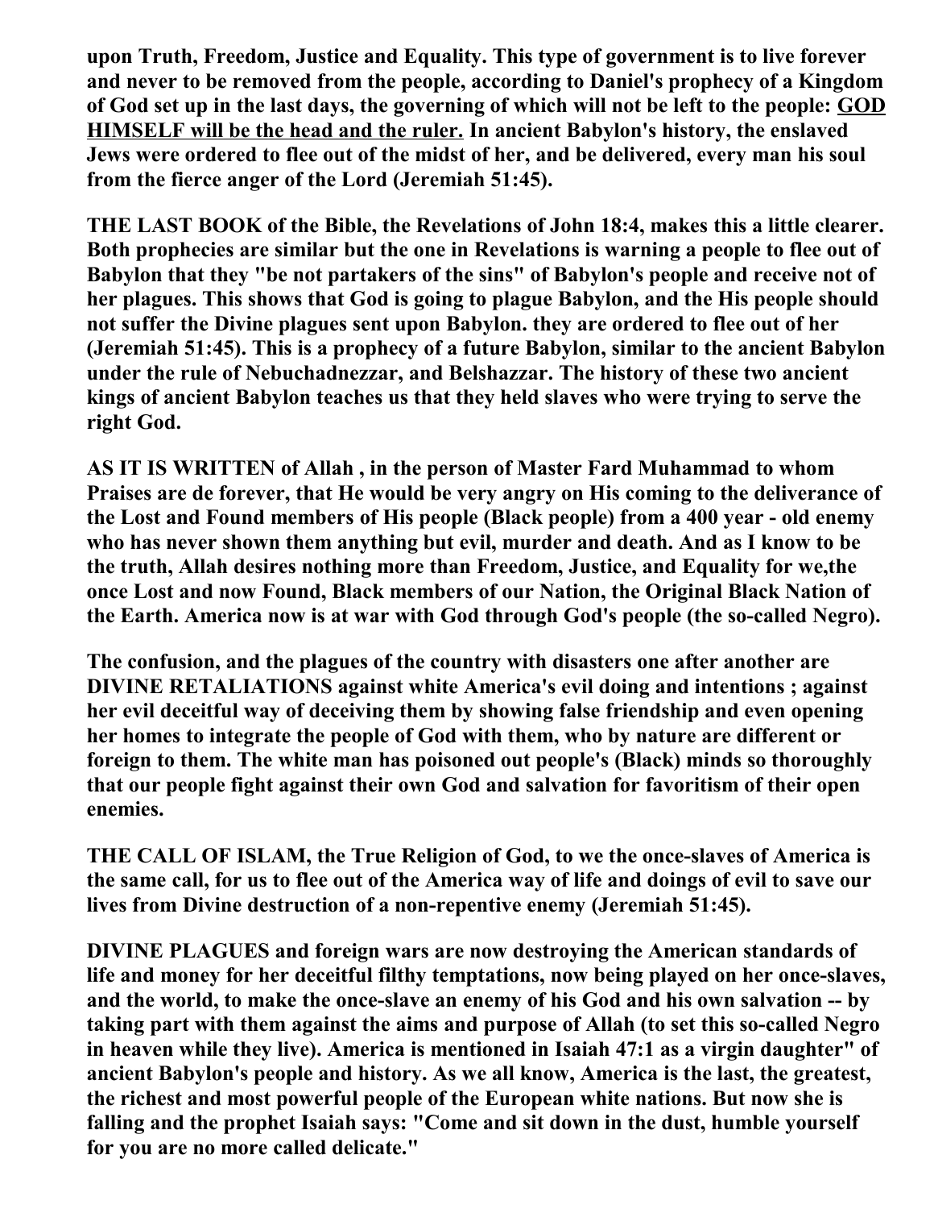**upon Truth, Freedom, Justice and Equality. This type of government is to live forever and never to be removed from the people, according to Daniel's prophecy of a Kingdom of God set up in the last days, the governing of which will not be left to the people: <u>GOD HIMSELF will be the head and the ruler.</u> In ancient Babylon's history, the enslaved Jews were ordered to flee out of the midst of her, and be delivered, every man his soul from the fierce anger of the Lord (Jeremiah 51:45).**

**THE LAST BOOK of the Bible, the Revelations of John 18:4, makes this a little clearer. Both prophecies are similar but the one in Revelations is warning a people to flee out of Babylon that they "be not partakers of the sins" of Babylon's people and receive not of her plagues. This shows that God is going to plague Babylon, and the His people should not suffer the Divine plagues sent upon Babylon. they are ordered to flee out of her (Jeremiah 51:45). This is a prophecy of a future Babylon, similar to the ancient Babylon under the rule of Nebuchadnezzar, and Belshazzar. The history of these two ancient kings of ancient Babylon teaches us that they held slaves who were trying to serve the right God.**

**AS IT IS WRITTEN of Allah , in the person of Master Fard Muhammad to whom Praises are de forever, that He would be very angry on His coming to the deliverance of the Lost and Found members of His people (Black people) from a 400 year - old enemy who has never shown them anything but evil, murder and death. And as I know to be the truth, Allah desires nothing more than Freedom, Justice, and Equality for we,the once Lost and now Found, Black members of our Nation, the Original Black Nation of the Earth. America now is at war with God through God's people (the so-called Negro).**

**The confusion, and the plagues of the country with disasters one after another are DIVINE RETALIATIONS against white America's evil doing and intentions ; against her evil deceitful way of deceiving them by showing false friendship and even opening her homes to integrate the people of God with them, who by nature are different or foreign to them. The white man has poisoned out people's (Black) minds so thoroughly that our people fight against their own God and salvation for favoritism of their open enemies.**

**THE CALL OF ISLAM, the True Religion of God, to we the once-slaves of America is the same call, for us to flee out of the America way of life and doings of evil to save our lives from Divine destruction of a non-repentive enemy (Jeremiah 51:45).**

**DIVINE PLAGUES and foreign wars are now destroying the American standards of life and money for her deceitful filthy temptations, now being played on her once-slaves, and the world, to make the once-slave an enemy of his God and his own salvation -- by taking part with them against the aims and purpose of Allah (to set this so-called Negro in heaven while they live). America is mentioned in Isaiah 47:1 as a virgin daughter" of ancient Babylon's people and history. As we all know, America is the last, the greatest, the richest and most powerful people of the European white nations. But now she is falling and the prophet Isaiah says: "Come and sit down in the dust, humble yourself for you are no more called delicate."**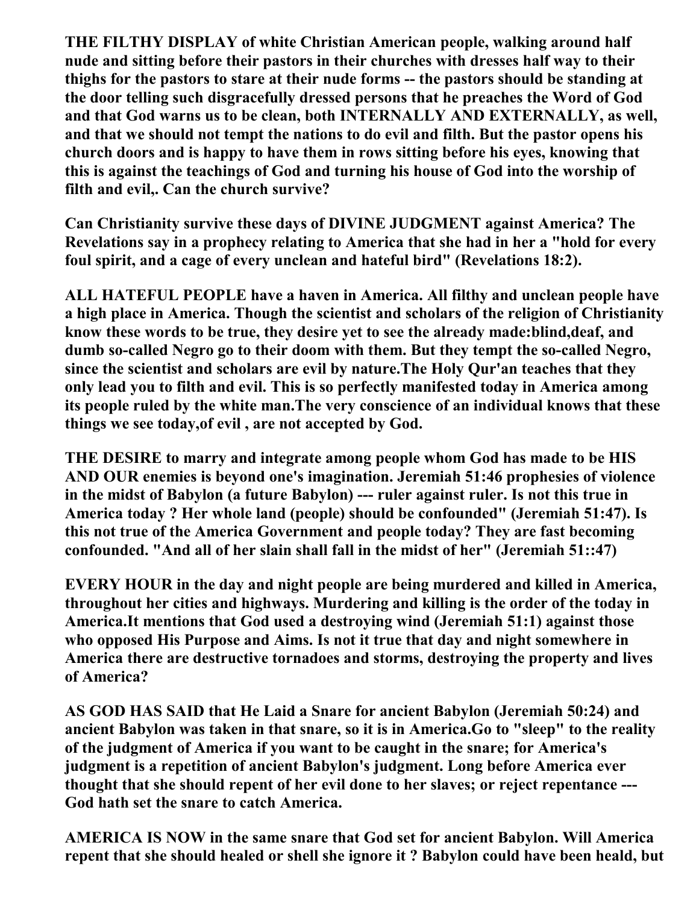**THE FILTHY DISPLAY of white Christian American people, walking around half nude and sitting before their pastors in their churches with dresses half way to their thighs for the pastors to stare at their nude forms -- the pastors should be standing at the door telling such disgracefully dressed persons that he preaches the Word of God and that God warns us to be clean, both INTERNALLY AND EXTERNALLY, as well, and that we should not tempt the nations to do evil and filth. But the pastor opens his church doors and is happy to have them in rows sitting before his eyes, knowing that this is against the teachings of God and turning his house of God into the worship of filth and evil,. Can the church survive?**

**Can Christianity survive these days of DIVINE JUDGMENT against America? The Revelations say in a prophecy relating to America that she had in her a "hold for every foul spirit, and a cage of every unclean and hateful bird" (Revelations 18:2).**

**ALL HATEFUL PEOPLE have a haven in America. All filthy and unclean people have a high place in America. Though the scientist and scholars of the religion of Christianity know these words to be true, they desire yet to see the already made:blind,deaf, and dumb so-called Negro go to their doom with them. But they tempt the so-called Negro, since the scientist and scholars are evil by nature.The Holy Qur'an teaches that they only lead you to filth and evil. This is so perfectly manifested today in America among its people ruled by the white man.The very conscience of an individual knows that these things we see today,of evil , are not accepted by God.**

**THE DESIRE to marry and integrate among people whom God has made to be HIS AND OUR enemies is beyond one's imagination. Jeremiah 51:46 prophesies of violence in the midst of Babylon (a future Babylon) --- ruler against ruler. Is not this true in America today ? Her whole land (people) should be confounded" (Jeremiah 51:47). Is this not true of the America Government and people today? They are fast becoming confounded. "And all of her slain shall fall in the midst of her" (Jeremiah 51::47)**

**EVERY HOUR in the day and night people are being murdered and killed in America, throughout her cities and highways. Murdering and killing is the order of the today in America.It mentions that God used a destroying wind (Jeremiah 51:1) against those who opposed His Purpose and Aims. Is not it true that day and night somewhere in America there are destructive tornadoes and storms, destroying the property and lives of America?**

**AS GOD HAS SAID that He Laid a Snare for ancient Babylon (Jeremiah 50:24) and ancient Babylon was taken in that snare, so it is in America.Go to "sleep" to the reality of the judgment of America if you want to be caught in the snare; for America's judgment is a repetition of ancient Babylon's judgment. Long before America ever thought that she should repent of her evil done to her slaves; or reject repentance --- God hath set the snare to catch America.**

**AMERICA IS NOW in the same snare that God set for ancient Babylon. Will America repent that she should healed or shell she ignore it ? Babylon could have been heald, but**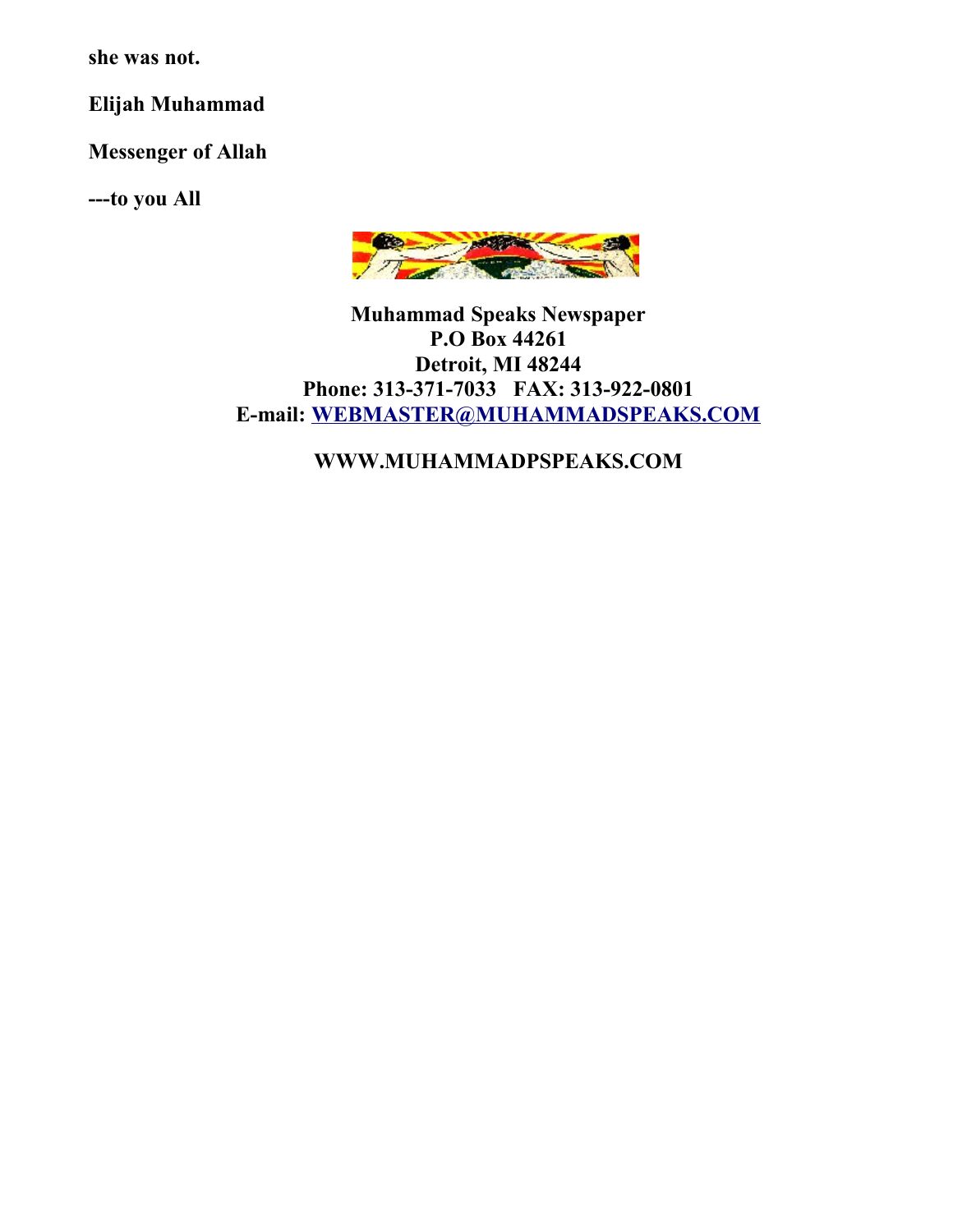**she was not.**

**Elijah Muhammad**

**Messenger of Allah**

**---to you All**

**Muhammad Speaks Newspaper**
**P.O Box 44261**
**Detroit, MI 48244**
**Phone: 313-371-7033 FAX: 313-922-0801**
**E-mail: WEBMASTER@MUHAMMADSPEAKS.COM**

**WWW.MUHAMMADPSPEAKS.COM**